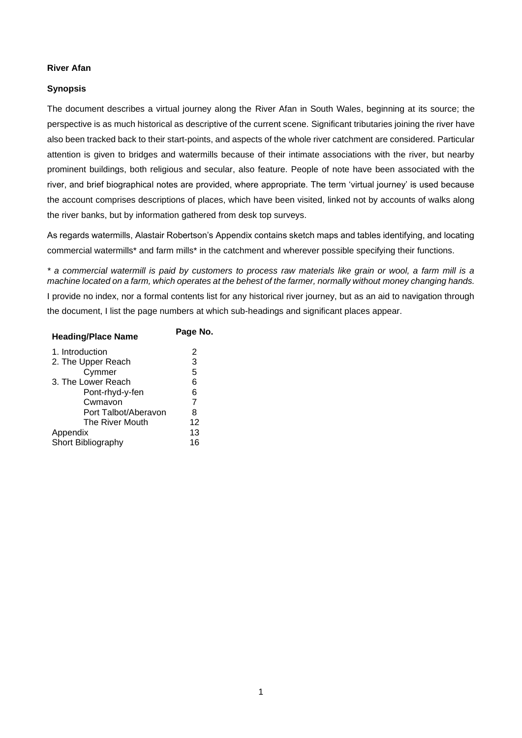**River Afan**

**Synopsis**

The document describes a virtual journey along the River Afan in South Wales, beginning at its source; the perspective is as much historical as descriptive of the current scene. Significant tributaries joining the river have also been tracked back to their start-points, and aspects of the whole river catchment are considered. Particular attention is given to bridges and watermills because of their intimate associations with the river, but nearby prominent buildings, both religious and secular, also feature. People of note have been associated with the river, and brief biographical notes are provided, where appropriate. The term 'virtual journey' is used because the account comprises descriptions of places, which have been visited, linked not by accounts of walks along the river banks, but by information gathered from desk top surveys.

As regards watermills, Alastair Robertson's Appendix contains sketch maps and tables identifying, and locating commercial watermills* and farm mills* in the catchment and wherever possible specifying their functions.

*\* a commercial watermill is paid by customers to process raw materials like grain or wool, a farm mill is a machine located on a farm, which operates at the behest of the farmer, normally without money changing hands.*

I provide no index, nor a formal contents list for any historical river journey, but as an aid to navigation through the document, I list the page numbers at which sub-headings and significant places appear.

| Heading/Place Name | Page No. |
|---|---|
| 1. Introduction | 2 |
| 2. The Upper Reach | 3 |
| Cymmer | 5 |
| 3. The Lower Reach | 6 |
| Pont-rhyd-y-fen | 6 |
| Cwmavon | 7 |
| Port Talbot/Aberavon | 8 |
| The River Mouth | 12 |
| Appendix | 13 |
| Short Bibliography | 16 |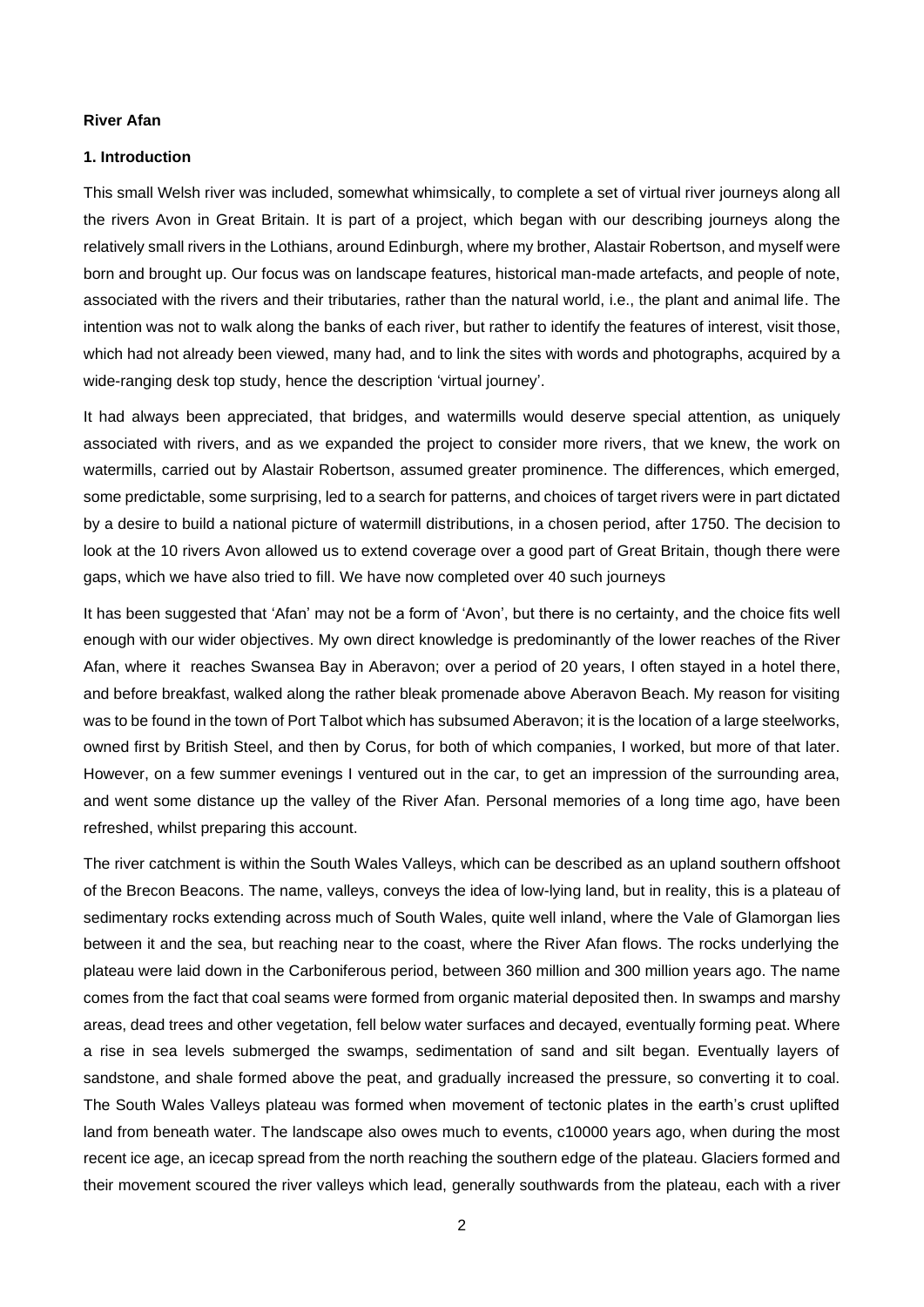**River Afan**

**1. Introduction**

This small Welsh river was included, somewhat whimsically, to complete a set of virtual river journeys along all the rivers Avon in Great Britain. It is part of a project, which began with our describing journeys along the relatively small rivers in the Lothians, around Edinburgh, where my brother, Alastair Robertson, and myself were born and brought up. Our focus was on landscape features, historical man-made artefacts, and people of note, associated with the rivers and their tributaries, rather than the natural world, i.e., the plant and animal life. The intention was not to walk along the banks of each river, but rather to identify the features of interest, visit those, which had not already been viewed, many had, and to link the sites with words and photographs, acquired by a wide-ranging desk top study, hence the description 'virtual journey'.

It had always been appreciated, that bridges, and watermills would deserve special attention, as uniquely associated with rivers, and as we expanded the project to consider more rivers, that we knew, the work on watermills, carried out by Alastair Robertson, assumed greater prominence. The differences, which emerged, some predictable, some surprising, led to a search for patterns, and choices of target rivers were in part dictated by a desire to build a national picture of watermill distributions, in a chosen period, after 1750. The decision to look at the 10 rivers Avon allowed us to extend coverage over a good part of Great Britain, though there were gaps, which we have also tried to fill. We have now completed over 40 such journeys

It has been suggested that 'Afan' may not be a form of 'Avon', but there is no certainty, and the choice fits well enough with our wider objectives. My own direct knowledge is predominantly of the lower reaches of the River Afan, where it reaches Swansea Bay in Aberavon; over a period of 20 years, I often stayed in a hotel there, and before breakfast, walked along the rather bleak promenade above Aberavon Beach. My reason for visiting was to be found in the town of Port Talbot which has subsumed Aberavon; it is the location of a large steelworks, owned first by British Steel, and then by Corus, for both of which companies, I worked, but more of that later. However, on a few summer evenings I ventured out in the car, to get an impression of the surrounding area, and went some distance up the valley of the River Afan. Personal memories of a long time ago, have been refreshed, whilst preparing this account.

The river catchment is within the South Wales Valleys, which can be described as an upland southern offshoot of the Brecon Beacons. The name, valleys, conveys the idea of low-lying land, but in reality, this is a plateau of sedimentary rocks extending across much of South Wales, quite well inland, where the Vale of Glamorgan lies between it and the sea, but reaching near to the coast, where the River Afan flows. The rocks underlying the plateau were laid down in the Carboniferous period, between 360 million and 300 million years ago. The name comes from the fact that coal seams were formed from organic material deposited then. In swamps and marshy areas, dead trees and other vegetation, fell below water surfaces and decayed, eventually forming peat. Where a rise in sea levels submerged the swamps, sedimentation of sand and silt began. Eventually layers of sandstone, and shale formed above the peat, and gradually increased the pressure, so converting it to coal. The South Wales Valleys plateau was formed when movement of tectonic plates in the earth's crust uplifted land from beneath water. The landscape also owes much to events, c10000 years ago, when during the most recent ice age, an icecap spread from the north reaching the southern edge of the plateau. Glaciers formed and their movement scoured the river valleys which lead, generally southwards from the plateau, each with a river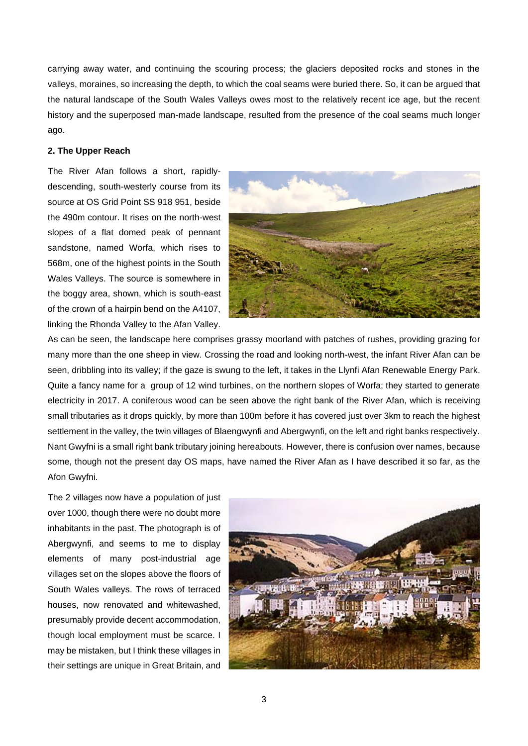carrying away water, and continuing the scouring process; the glaciers deposited rocks and stones in the valleys, moraines, so increasing the depth, to which the coal seams were buried there. So, it can be argued that the natural landscape of the South Wales Valleys owes most to the relatively recent ice age, but the recent history and the superposed man-made landscape, resulted from the presence of the coal seams much longer ago.

**2. The Upper Reach**

The River Afan follows a short, rapidly-descending, south-westerly course from its source at OS Grid Point SS 918 951, beside the 490m contour. It rises on the north-west slopes of a flat domed peak of pennant sandstone, named Worfa, which rises to 568m, one of the highest points in the South Wales Valleys. The source is somewhere in the boggy area, shown, which is south-east of the crown of a hairpin bend on the A4107, linking the Rhonda Valley to the Afan Valley. As can be seen, the landscape here comprises grassy moorland with patches of rushes, providing grazing for many more than the one sheep in view. Crossing the road and looking north-west, the infant River Afan can be seen, dribbling into its valley; if the gaze is swung to the left, it takes in the Llynfi Afan Renewable Energy Park. Quite a fancy name for a group of 12 wind turbines, on the northern slopes of Worfa; they started to generate electricity in 2017. A coniferous wood can be seen above the right bank of the River Afan, which is receiving small tributaries as it drops quickly, by more than 100m before it has covered just over 3km to reach the highest settlement in the valley, the twin villages of Blaengwynfi and Abergwynfi, on the left and right banks respectively. Nant Gwyfni is a small right bank tributary joining hereabouts. However, there is confusion over names, because some, though not the present day OS maps, have named the River Afan as I have described it so far, as the Afon Gwyfni.

The 2 villages now have a population of just over 1000, though there were no doubt more inhabitants in the past. The photograph is of Abergwynfi, and seems to me to display elements of many post-industrial age villages set on the slopes above the floors of South Wales valleys. The rows of terraced houses, now renovated and whitewashed, presumably provide decent accommodation, though local employment must be scarce. I may be mistaken, but I think these villages in their settings are unique in Great Britain, and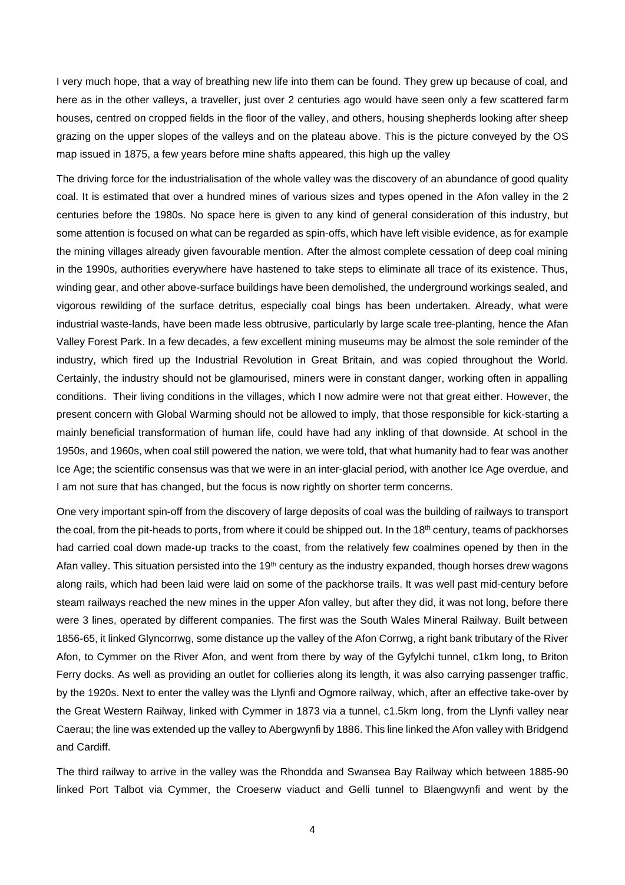I very much hope, that a way of breathing new life into them can be found. They grew up because of coal, and here as in the other valleys, a traveller, just over 2 centuries ago would have seen only a few scattered farm houses, centred on cropped fields in the floor of the valley, and others, housing shepherds looking after sheep grazing on the upper slopes of the valleys and on the plateau above. This is the picture conveyed by the OS map issued in 1875, a few years before mine shafts appeared, this high up the valley

The driving force for the industrialisation of the whole valley was the discovery of an abundance of good quality coal. It is estimated that over a hundred mines of various sizes and types opened in the Afon valley in the 2 centuries before the 1980s. No space here is given to any kind of general consideration of this industry, but some attention is focused on what can be regarded as spin-offs, which have left visible evidence, as for example the mining villages already given favourable mention. After the almost complete cessation of deep coal mining in the 1990s, authorities everywhere have hastened to take steps to eliminate all trace of its existence. Thus, winding gear, and other above-surface buildings have been demolished, the underground workings sealed, and vigorous rewilding of the surface detritus, especially coal bings has been undertaken. Already, what were industrial waste-lands, have been made less obtrusive, particularly by large scale tree-planting, hence the Afan Valley Forest Park. In a few decades, a few excellent mining museums may be almost the sole reminder of the industry, which fired up the Industrial Revolution in Great Britain, and was copied throughout the World. Certainly, the industry should not be glamourised, miners were in constant danger, working often in appalling conditions. Their living conditions in the villages, which I now admire were not that great either. However, the present concern with Global Warming should not be allowed to imply, that those responsible for kick-starting a mainly beneficial transformation of human life, could have had any inkling of that downside. At school in the 1950s, and 1960s, when coal still powered the nation, we were told, that what humanity had to fear was another Ice Age; the scientific consensus was that we were in an inter-glacial period, with another Ice Age overdue, and I am not sure that has changed, but the focus is now rightly on shorter term concerns.

One very important spin-off from the discovery of large deposits of coal was the building of railways to transport the coal, from the pit-heads to ports, from where it could be shipped out. In the 18th century, teams of packhorses had carried coal down made-up tracks to the coast, from the relatively few coalmines opened by then in the Afan valley. This situation persisted into the 19th century as the industry expanded, though horses drew wagons along rails, which had been laid were laid on some of the packhorse trails. It was well past mid-century before steam railways reached the new mines in the upper Afon valley, but after they did, it was not long, before there were 3 lines, operated by different companies. The first was the South Wales Mineral Railway. Built between 1856-65, it linked Glyncorrwg, some distance up the valley of the Afon Corrwg, a right bank tributary of the River Afon, to Cymmer on the River Afon, and went from there by way of the Gyfylchi tunnel, c1km long, to Briton Ferry docks. As well as providing an outlet for collieries along its length, it was also carrying passenger traffic, by the 1920s. Next to enter the valley was the Llynfi and Ogmore railway, which, after an effective take-over by the Great Western Railway, linked with Cymmer in 1873 via a tunnel, c1.5km long, from the Llynfi valley near Caerau; the line was extended up the valley to Abergwynfi by 1886. This line linked the Afon valley with Bridgend and Cardiff.

The third railway to arrive in the valley was the Rhondda and Swansea Bay Railway which between 1885-90 linked Port Talbot via Cymmer, the Croeserw viaduct and Gelli tunnel to Blaengwynfi and went by the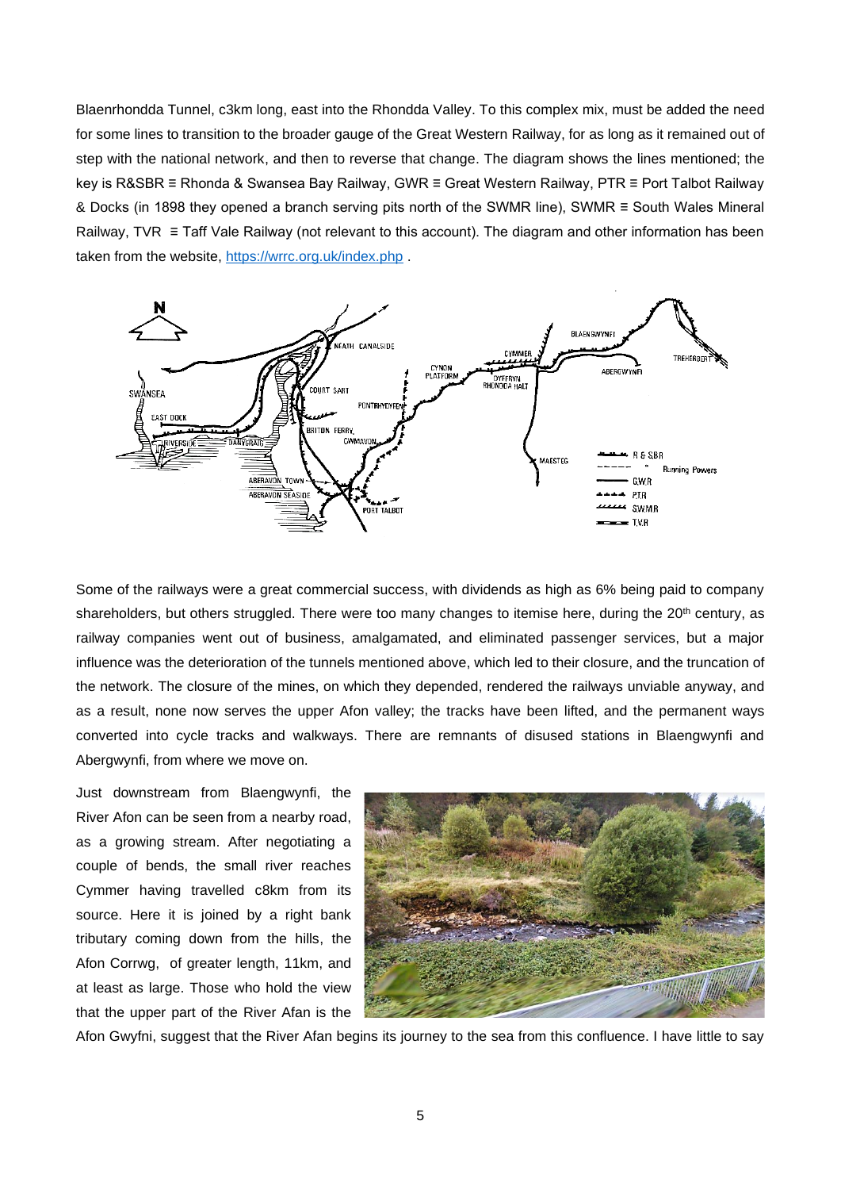Blaenrhondda Tunnel, c3km long, east into the Rhondda Valley. To this complex mix, must be added the need for some lines to transition to the broader gauge of the Great Western Railway, for as long as it remained out of step with the national network, and then to reverse that change. The diagram shows the lines mentioned; the key is R&SBR ≡ Rhonda & Swansea Bay Railway, GWR ≡ Great Western Railway, PTR ≡ Port Talbot Railway & Docks (in 1898 they opened a branch serving pits north of the SWMR line), SWMR ≡ South Wales Mineral Railway, TVR ≡ Taff Vale Railway (not relevant to this account). The diagram and other information has been taken from the website, https://wrrc.org.uk/index.php .

Some of the railways were a great commercial success, with dividends as high as 6% being paid to company shareholders, but others struggled. There were too many changes to itemise here, during the 20th century, as railway companies went out of business, amalgamated, and eliminated passenger services, but a major influence was the deterioration of the tunnels mentioned above, which led to their closure, and the truncation of the network. The closure of the mines, on which they depended, rendered the railways unviable anyway, and as a result, none now serves the upper Afon valley; the tracks have been lifted, and the permanent ways converted into cycle tracks and walkways. There are remnants of disused stations in Blaengwynfi and Abergwynfi, from where we move on.

Just downstream from Blaengwynfi, the River Afon can be seen from a nearby road, as a growing stream. After negotiating a couple of bends, the small river reaches Cymmer having travelled c8km from its source. Here it is joined by a right bank tributary coming down from the hills, the Afon Corrwg, of greater length, 11km, and at least as large. Those who hold the view that the upper part of the River Afan is the Afon Gwyfni, suggest that the River Afan begins its journey to the sea from this confluence. I have little to say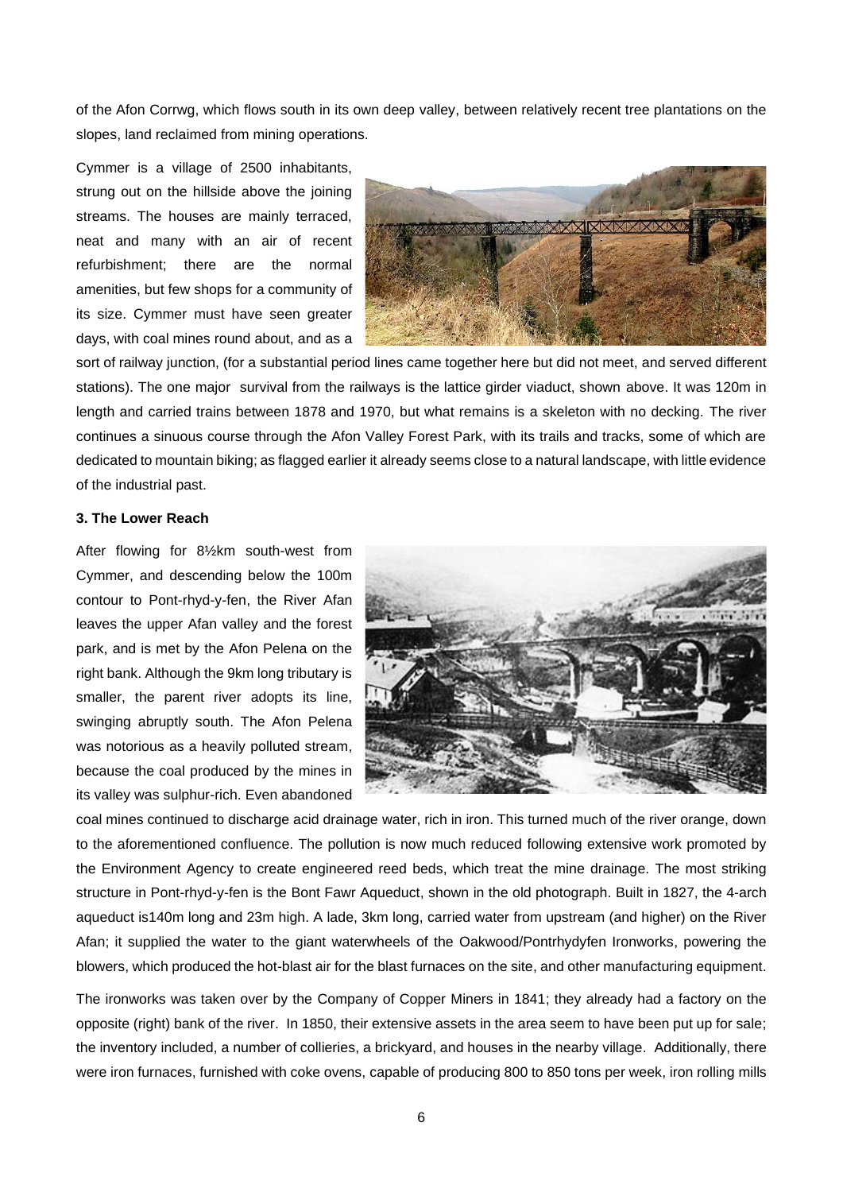of the Afon Corrwg, which flows south in its own deep valley, between relatively recent tree plantations on the slopes, land reclaimed from mining operations.

Cymmer is a village of 2500 inhabitants, strung out on the hillside above the joining streams. The houses are mainly terraced, neat and many with an air of recent refurbishment; there are the normal amenities, but few shops for a community of its size. Cymmer must have seen greater days, with coal mines round about, and as a sort of railway junction, (for a substantial period lines came together here but did not meet, and served different stations). The one major survival from the railways is the lattice girder viaduct, shown above. It was 120m in length and carried trains between 1878 and 1970, but what remains is a skeleton with no decking. The river continues a sinuous course through the Afon Valley Forest Park, with its trails and tracks, some of which are dedicated to mountain biking; as flagged earlier it already seems close to a natural landscape, with little evidence of the industrial past.

**3. The Lower Reach**

After flowing for 8½km south-west from Cymmer, and descending below the 100m contour to Pont-rhyd-y-fen, the River Afan leaves the upper Afan valley and the forest park, and is met by the Afon Pelena on the right bank. Although the 9km long tributary is smaller, the parent river adopts its line, swinging abruptly south. The Afon Pelena was notorious as a heavily polluted stream, because the coal produced by the mines in its valley was sulphur-rich. Even abandoned coal mines continued to discharge acid drainage water, rich in iron. This turned much of the river orange, down to the aforementioned confluence. The pollution is now much reduced following extensive work promoted by the Environment Agency to create engineered reed beds, which treat the mine drainage. The most striking structure in Pont-rhyd-y-fen is the Bont Fawr Aqueduct, shown in the old photograph. Built in 1827, the 4-arch aqueduct is140m long and 23m high. A lade, 3km long, carried water from upstream (and higher) on the River Afan; it supplied the water to the giant waterwheels of the Oakwood/Pontrhydyfen Ironworks, powering the blowers, which produced the hot-blast air for the blast furnaces on the site, and other manufacturing equipment.

The ironworks was taken over by the Company of Copper Miners in 1841; they already had a factory on the opposite (right) bank of the river. In 1850, their extensive assets in the area seem to have been put up for sale; the inventory included, a number of collieries, a brickyard, and houses in the nearby village. Additionally, there were iron furnaces, furnished with coke ovens, capable of producing 800 to 850 tons per week, iron rolling mills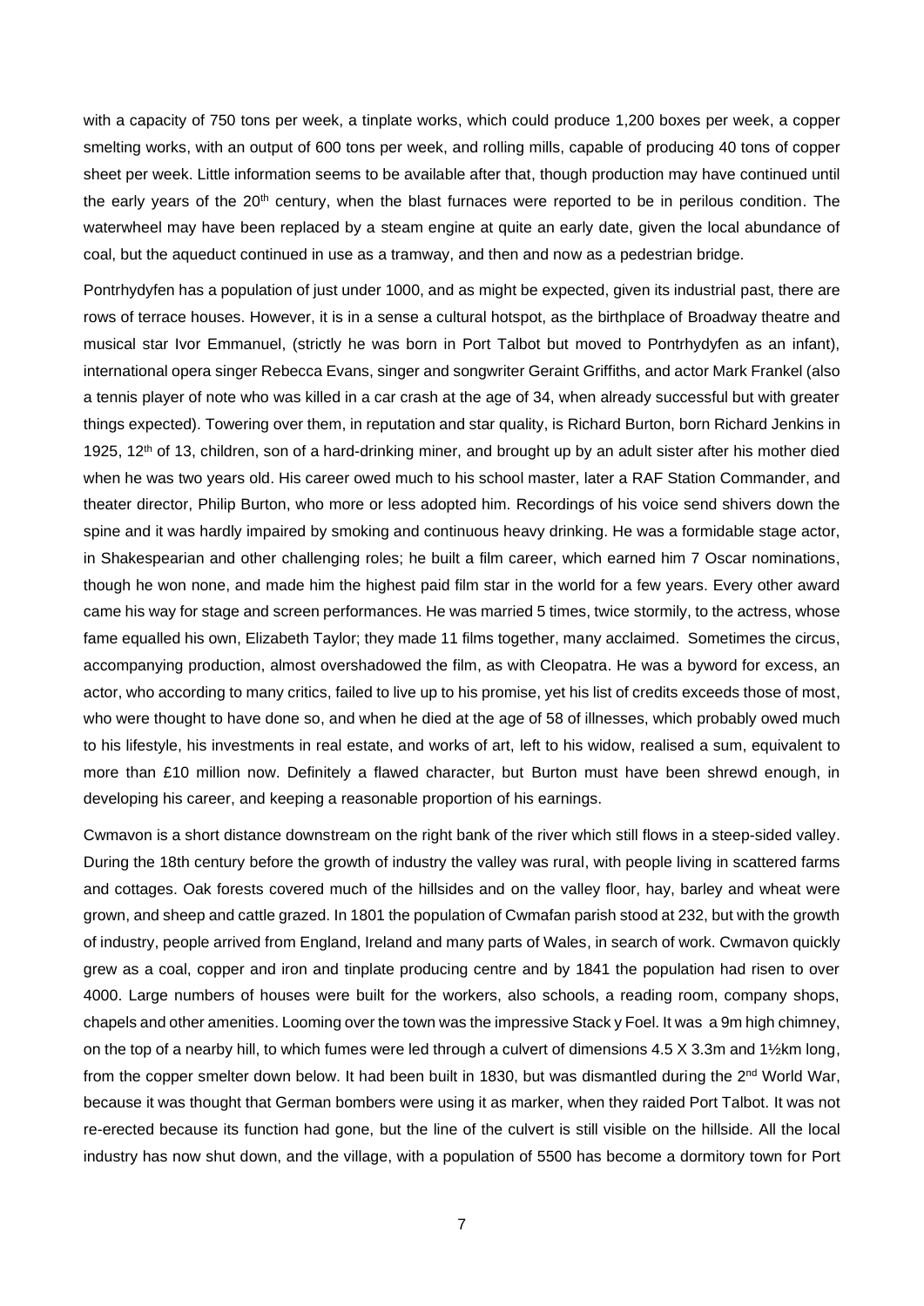with a capacity of 750 tons per week, a tinplate works, which could produce 1,200 boxes per week, a copper smelting works, with an output of 600 tons per week, and rolling mills, capable of producing 40 tons of copper sheet per week. Little information seems to be available after that, though production may have continued until the early years of the 20th century, when the blast furnaces were reported to be in perilous condition. The waterwheel may have been replaced by a steam engine at quite an early date, given the local abundance of coal, but the aqueduct continued in use as a tramway, and then and now as a pedestrian bridge.

Pontrhydyfen has a population of just under 1000, and as might be expected, given its industrial past, there are rows of terrace houses. However, it is in a sense a cultural hotspot, as the birthplace of Broadway theatre and musical star Ivor Emmanuel, (strictly he was born in Port Talbot but moved to Pontrhydyfen as an infant), international opera singer Rebecca Evans, singer and songwriter Geraint Griffiths, and actor Mark Frankel (also a tennis player of note who was killed in a car crash at the age of 34, when already successful but with greater things expected). Towering over them, in reputation and star quality, is Richard Burton, born Richard Jenkins in 1925, 12th of 13, children, son of a hard-drinking miner, and brought up by an adult sister after his mother died when he was two years old. His career owed much to his school master, later a RAF Station Commander, and theater director, Philip Burton, who more or less adopted him. Recordings of his voice send shivers down the spine and it was hardly impaired by smoking and continuous heavy drinking. He was a formidable stage actor, in Shakespearian and other challenging roles; he built a film career, which earned him 7 Oscar nominations, though he won none, and made him the highest paid film star in the world for a few years. Every other award came his way for stage and screen performances. He was married 5 times, twice stormily, to the actress, whose fame equalled his own, Elizabeth Taylor; they made 11 films together, many acclaimed. Sometimes the circus, accompanying production, almost overshadowed the film, as with Cleopatra. He was a byword for excess, an actor, who according to many critics, failed to live up to his promise, yet his list of credits exceeds those of most, who were thought to have done so, and when he died at the age of 58 of illnesses, which probably owed much to his lifestyle, his investments in real estate, and works of art, left to his widow, realised a sum, equivalent to more than £10 million now. Definitely a flawed character, but Burton must have been shrewd enough, in developing his career, and keeping a reasonable proportion of his earnings.

Cwmavon is a short distance downstream on the right bank of the river which still flows in a steep-sided valley. During the 18th century before the growth of industry the valley was rural, with people living in scattered farms and cottages. Oak forests covered much of the hillsides and on the valley floor, hay, barley and wheat were grown, and sheep and cattle grazed. In 1801 the population of Cwmafan parish stood at 232, but with the growth of industry, people arrived from England, Ireland and many parts of Wales, in search of work. Cwmavon quickly grew as a coal, copper and iron and tinplate producing centre and by 1841 the population had risen to over 4000. Large numbers of houses were built for the workers, also schools, a reading room, company shops, chapels and other amenities. Looming over the town was the impressive Stack y Foel. It was a 9m high chimney, on the top of a nearby hill, to which fumes were led through a culvert of dimensions 4.5 X 3.3m and 1½km long, from the copper smelter down below. It had been built in 1830, but was dismantled during the 2nd World War, because it was thought that German bombers were using it as marker, when they raided Port Talbot. It was not re-erected because its function had gone, but the line of the culvert is still visible on the hillside. All the local industry has now shut down, and the village, with a population of 5500 has become a dormitory town for Port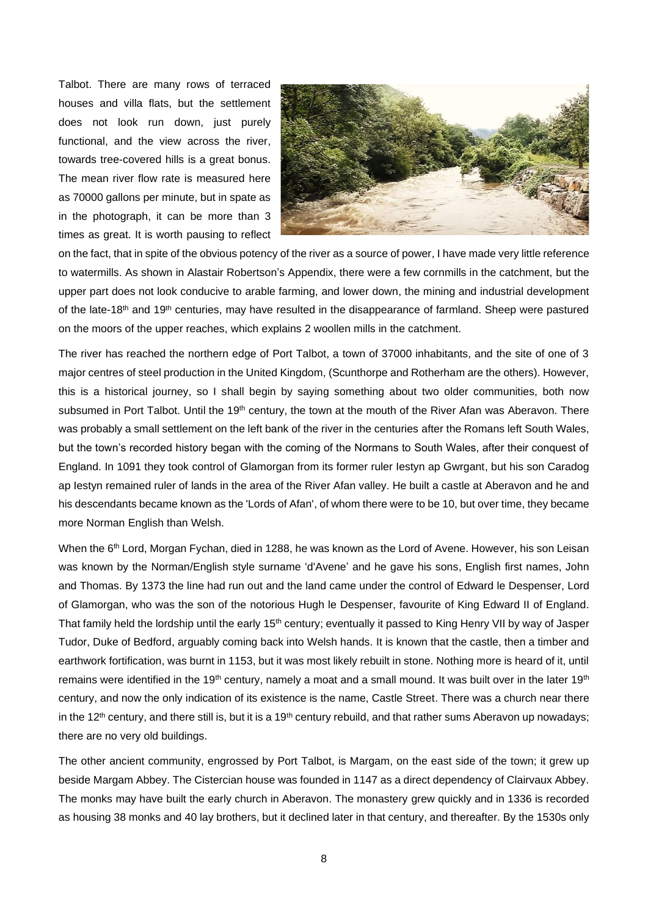Talbot. There are many rows of terraced houses and villa flats, but the settlement does not look run down, just purely functional, and the view across the river, towards tree-covered hills is a great bonus. The mean river flow rate is measured here as 70000 gallons per minute, but in spate as in the photograph, it can be more than 3 times as great. It is worth pausing to reflect on the fact, that in spite of the obvious potency of the river as a source of power, I have made very little reference to watermills. As shown in Alastair Robertson's Appendix, there were a few cornmills in the catchment, but the upper part does not look conducive to arable farming, and lower down, the mining and industrial development of the late-18th and 19th centuries, may have resulted in the disappearance of farmland. Sheep were pastured on the moors of the upper reaches, which explains 2 woollen mills in the catchment.

The river has reached the northern edge of Port Talbot, a town of 37000 inhabitants, and the site of one of 3 major centres of steel production in the United Kingdom, (Scunthorpe and Rotherham are the others). However, this is a historical journey, so I shall begin by saying something about two older communities, both now subsumed in Port Talbot. Until the 19th century, the town at the mouth of the River Afan was Aberavon. There was probably a small settlement on the left bank of the river in the centuries after the Romans left South Wales, but the town's recorded history began with the coming of the Normans to South Wales, after their conquest of England. In 1091 they took control of Glamorgan from its former ruler Iestyn ap Gwrgant, but his son Caradog ap Iestyn remained ruler of lands in the area of the River Afan valley. He built a castle at Aberavon and he and his descendants became known as the 'Lords of Afan', of whom there were to be 10, but over time, they became more Norman English than Welsh.

When the 6th Lord, Morgan Fychan, died in 1288, he was known as the Lord of Avene. However, his son Leisan was known by the Norman/English style surname 'd'Avene' and he gave his sons, English first names, John and Thomas. By 1373 the line had run out and the land came under the control of Edward le Despenser, Lord of Glamorgan, who was the son of the notorious Hugh le Despenser, favourite of King Edward II of England. That family held the lordship until the early 15th century; eventually it passed to King Henry VII by way of Jasper Tudor, Duke of Bedford, arguably coming back into Welsh hands. It is known that the castle, then a timber and earthwork fortification, was burnt in 1153, but it was most likely rebuilt in stone. Nothing more is heard of it, until remains were identified in the 19th century, namely a moat and a small mound. It was built over in the later 19th century, and now the only indication of its existence is the name, Castle Street. There was a church near there in the 12th century, and there still is, but it is a 19th century rebuild, and that rather sums Aberavon up nowadays; there are no very old buildings.

The other ancient community, engrossed by Port Talbot, is Margam, on the east side of the town; it grew up beside Margam Abbey. The Cistercian house was founded in 1147 as a direct dependency of Clairvaux Abbey. The monks may have built the early church in Aberavon. The monastery grew quickly and in 1336 is recorded as housing 38 monks and 40 lay brothers, but it declined later in that century, and thereafter. By the 1530s only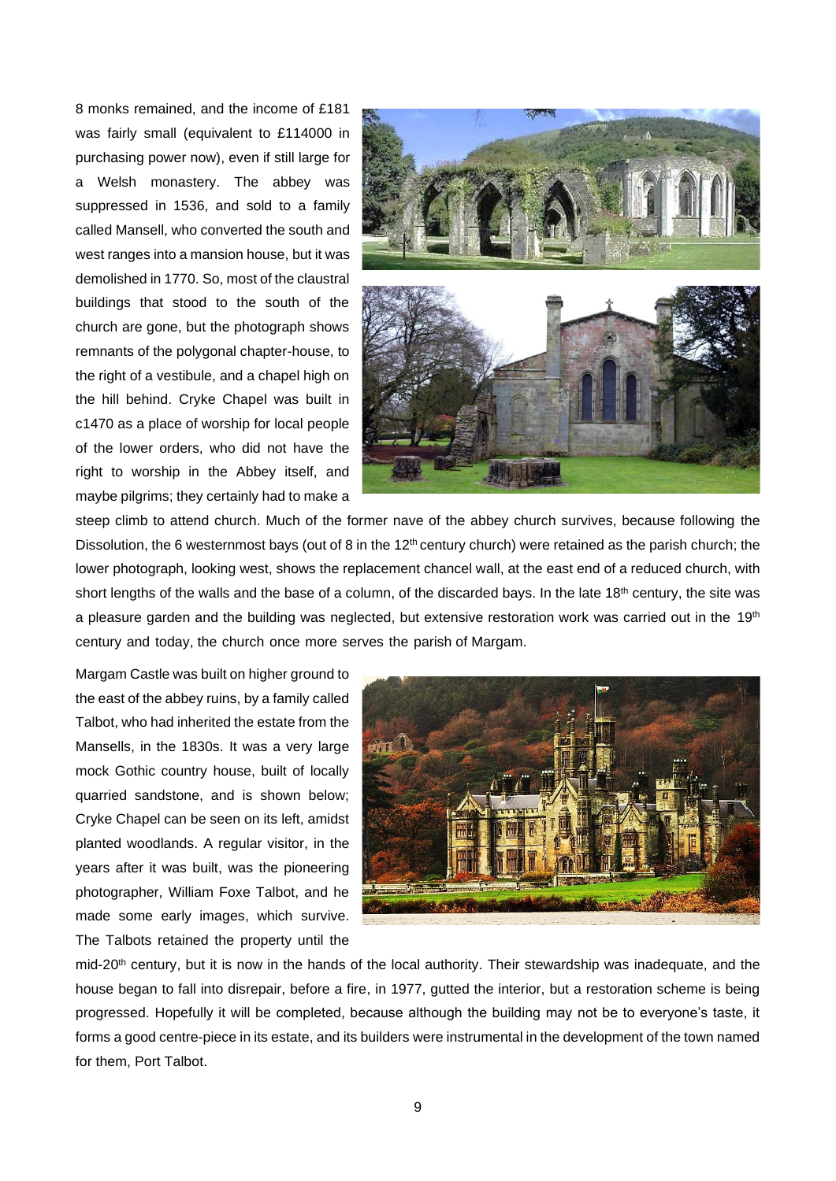8 monks remained, and the income of £181 was fairly small (equivalent to £114000 in purchasing power now), even if still large for a Welsh monastery. The abbey was suppressed in 1536, and sold to a family called Mansell, who converted the south and west ranges into a mansion house, but it was demolished in 1770. So, most of the claustral buildings that stood to the south of the church are gone, but the photograph shows remnants of the polygonal chapter-house, to the right of a vestibule, and a chapel high on the hill behind. Cryke Chapel was built in c1470 as a place of worship for local people of the lower orders, who did not have the right to worship in the Abbey itself, and maybe pilgrims; they certainly had to make a steep climb to attend church. Much of the former nave of the abbey church survives, because following the Dissolution, the 6 westernmost bays (out of 8 in the 12th century church) were retained as the parish church; the lower photograph, looking west, shows the replacement chancel wall, at the east end of a reduced church, with short lengths of the walls and the base of a column, of the discarded bays. In the late 18th century, the site was a pleasure garden and the building was neglected, but extensive restoration work was carried out in the 19th century and today, the church once more serves the parish of Margam.

Margam Castle was built on higher ground to the east of the abbey ruins, by a family called Talbot, who had inherited the estate from the Mansells, in the 1830s. It was a very large mock Gothic country house, built of locally quarried sandstone, and is shown below; Cryke Chapel can be seen on its left, amidst planted woodlands. A regular visitor, in the years after it was built, was the pioneering photographer, William Foxe Talbot, and he made some early images, which survive. The Talbots retained the property until the mid-20th century, but it is now in the hands of the local authority. Their stewardship was inadequate, and the house began to fall into disrepair, before a fire, in 1977, gutted the interior, but a restoration scheme is being progressed. Hopefully it will be completed, because although the building may not be to everyone's taste, it forms a good centre-piece in its estate, and its builders were instrumental in the development of the town named for them, Port Talbot.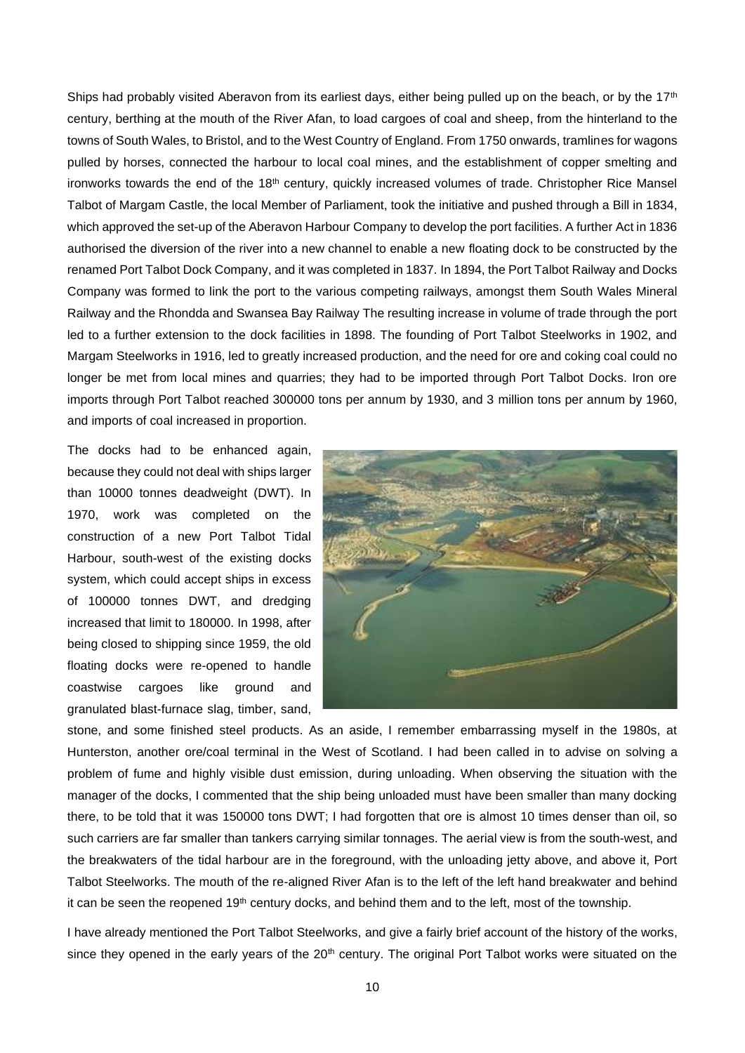Ships had probably visited Aberavon from its earliest days, either being pulled up on the beach, or by the 17th century, berthing at the mouth of the River Afan, to load cargoes of coal and sheep, from the hinterland to the towns of South Wales, to Bristol, and to the West Country of England. From 1750 onwards, tramlines for wagons pulled by horses, connected the harbour to local coal mines, and the establishment of copper smelting and ironworks towards the end of the 18th century, quickly increased volumes of trade. Christopher Rice Mansel Talbot of Margam Castle, the local Member of Parliament, took the initiative and pushed through a Bill in 1834, which approved the set-up of the Aberavon Harbour Company to develop the port facilities. A further Act in 1836 authorised the diversion of the river into a new channel to enable a new floating dock to be constructed by the renamed Port Talbot Dock Company, and it was completed in 1837. In 1894, the Port Talbot Railway and Docks Company was formed to link the port to the various competing railways, amongst them South Wales Mineral Railway and the Rhondda and Swansea Bay Railway The resulting increase in volume of trade through the port led to a further extension to the dock facilities in 1898. The founding of Port Talbot Steelworks in 1902, and Margam Steelworks in 1916, led to greatly increased production, and the need for ore and coking coal could no longer be met from local mines and quarries; they had to be imported through Port Talbot Docks. Iron ore imports through Port Talbot reached 300000 tons per annum by 1930, and 3 million tons per annum by 1960, and imports of coal increased in proportion.

The docks had to be enhanced again, because they could not deal with ships larger than 10000 tonnes deadweight (DWT). In 1970, work was completed on the construction of a new Port Talbot Tidal Harbour, south-west of the existing docks system, which could accept ships in excess of 100000 tonnes DWT, and dredging increased that limit to 180000. In 1998, after being closed to shipping since 1959, the old floating docks were re-opened to handle coastwise cargoes like ground and granulated blast-furnace slag, timber, sand, stone, and some finished steel products. As an aside, I remember embarrassing myself in the 1980s, at Hunterston, another ore/coal terminal in the West of Scotland. I had been called in to advise on solving a problem of fume and highly visible dust emission, during unloading. When observing the situation with the manager of the docks, I commented that the ship being unloaded must have been smaller than many docking there, to be told that it was 150000 tons DWT; I had forgotten that ore is almost 10 times denser than oil, so such carriers are far smaller than tankers carrying similar tonnages. The aerial view is from the south-west, and the breakwaters of the tidal harbour are in the foreground, with the unloading jetty above, and above it, Port Talbot Steelworks. The mouth of the re-aligned River Afan is to the left of the left hand breakwater and behind it can be seen the reopened 19th century docks, and behind them and to the left, most of the township.

I have already mentioned the Port Talbot Steelworks, and give a fairly brief account of the history of the works, since they opened in the early years of the 20th century. The original Port Talbot works were situated on the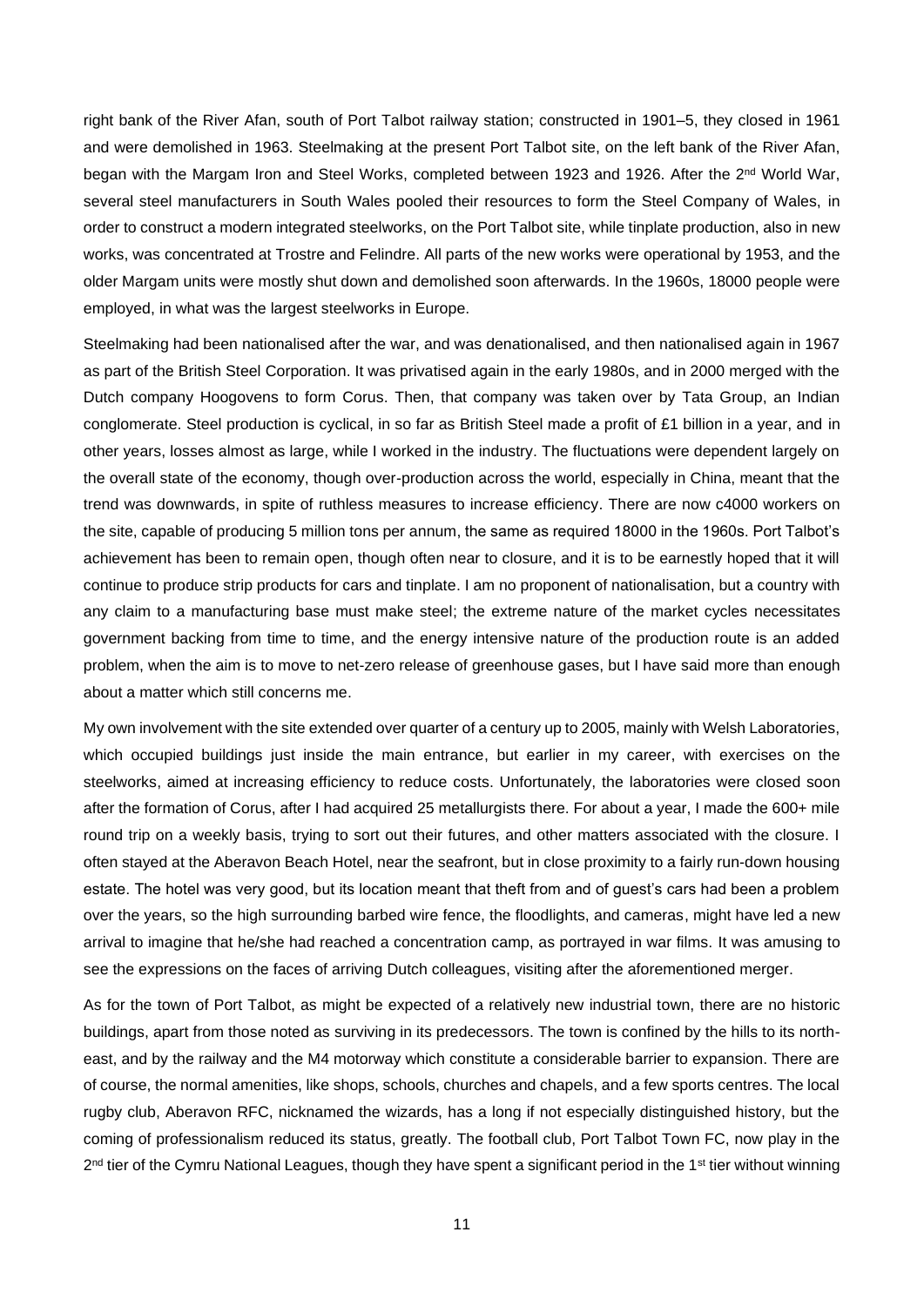right bank of the River Afan, south of Port Talbot railway station; constructed in 1901–5, they closed in 1961 and were demolished in 1963. Steelmaking at the present Port Talbot site, on the left bank of the River Afan, began with the Margam Iron and Steel Works, completed between 1923 and 1926. After the 2nd World War, several steel manufacturers in South Wales pooled their resources to form the Steel Company of Wales, in order to construct a modern integrated steelworks, on the Port Talbot site, while tinplate production, also in new works, was concentrated at Trostre and Felindre. All parts of the new works were operational by 1953, and the older Margam units were mostly shut down and demolished soon afterwards. In the 1960s, 18000 people were employed, in what was the largest steelworks in Europe.

Steelmaking had been nationalised after the war, and was denationalised, and then nationalised again in 1967 as part of the British Steel Corporation. It was privatised again in the early 1980s, and in 2000 merged with the Dutch company Hoogovens to form Corus. Then, that company was taken over by Tata Group, an Indian conglomerate. Steel production is cyclical, in so far as British Steel made a profit of £1 billion in a year, and in other years, losses almost as large, while I worked in the industry. The fluctuations were dependent largely on the overall state of the economy, though over-production across the world, especially in China, meant that the trend was downwards, in spite of ruthless measures to increase efficiency. There are now c4000 workers on the site, capable of producing 5 million tons per annum, the same as required 18000 in the 1960s. Port Talbot's achievement has been to remain open, though often near to closure, and it is to be earnestly hoped that it will continue to produce strip products for cars and tinplate. I am no proponent of nationalisation, but a country with any claim to a manufacturing base must make steel; the extreme nature of the market cycles necessitates government backing from time to time, and the energy intensive nature of the production route is an added problem, when the aim is to move to net-zero release of greenhouse gases, but I have said more than enough about a matter which still concerns me.

My own involvement with the site extended over quarter of a century up to 2005, mainly with Welsh Laboratories, which occupied buildings just inside the main entrance, but earlier in my career, with exercises on the steelworks, aimed at increasing efficiency to reduce costs. Unfortunately, the laboratories were closed soon after the formation of Corus, after I had acquired 25 metallurgists there. For about a year, I made the 600+ mile round trip on a weekly basis, trying to sort out their futures, and other matters associated with the closure. I often stayed at the Aberavon Beach Hotel, near the seafront, but in close proximity to a fairly run-down housing estate. The hotel was very good, but its location meant that theft from and of guest's cars had been a problem over the years, so the high surrounding barbed wire fence, the floodlights, and cameras, might have led a new arrival to imagine that he/she had reached a concentration camp, as portrayed in war films. It was amusing to see the expressions on the faces of arriving Dutch colleagues, visiting after the aforementioned merger.

As for the town of Port Talbot, as might be expected of a relatively new industrial town, there are no historic buildings, apart from those noted as surviving in its predecessors. The town is confined by the hills to its north-east, and by the railway and the M4 motorway which constitute a considerable barrier to expansion. There are of course, the normal amenities, like shops, schools, churches and chapels, and a few sports centres. The local rugby club, Aberavon RFC, nicknamed the wizards, has a long if not especially distinguished history, but the coming of professionalism reduced its status, greatly. The football club, Port Talbot Town FC, now play in the 2nd tier of the Cymru National Leagues, though they have spent a significant period in the 1st tier without winning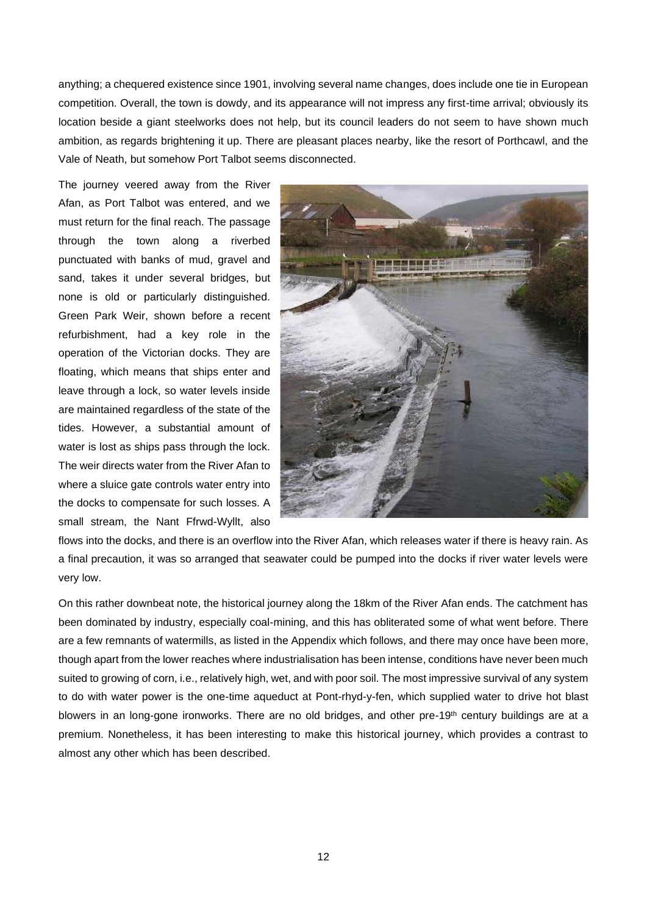anything; a chequered existence since 1901, involving several name changes, does include one tie in European competition. Overall, the town is dowdy, and its appearance will not impress any first-time arrival; obviously its location beside a giant steelworks does not help, but its council leaders do not seem to have shown much ambition, as regards brightening it up. There are pleasant places nearby, like the resort of Porthcawl, and the Vale of Neath, but somehow Port Talbot seems disconnected.

The journey veered away from the River Afan, as Port Talbot was entered, and we must return for the final reach. The passage through the town along a riverbed punctuated with banks of mud, gravel and sand, takes it under several bridges, but none is old or particularly distinguished. Green Park Weir, shown before a recent refurbishment, had a key role in the operation of the Victorian docks. They are floating, which means that ships enter and leave through a lock, so water levels inside are maintained regardless of the state of the tides. However, a substantial amount of water is lost as ships pass through the lock. The weir directs water from the River Afan to where a sluice gate controls water entry into the docks to compensate for such losses. A small stream, the Nant Ffrwd-Wyllt, also flows into the docks, and there is an overflow into the River Afan, which releases water if there is heavy rain. As a final precaution, it was so arranged that seawater could be pumped into the docks if river water levels were very low.

On this rather downbeat note, the historical journey along the 18km of the River Afan ends. The catchment has been dominated by industry, especially coal-mining, and this has obliterated some of what went before. There are a few remnants of watermills, as listed in the Appendix which follows, and there may once have been more, though apart from the lower reaches where industrialisation has been intense, conditions have never been much suited to growing of corn, i.e., relatively high, wet, and with poor soil. The most impressive survival of any system to do with water power is the one-time aqueduct at Pont-rhyd-y-fen, which supplied water to drive hot blast blowers in an long-gone ironworks. There are no old bridges, and other pre-19th century buildings are at a premium. Nonetheless, it has been interesting to make this historical journey, which provides a contrast to almost any other which has been described.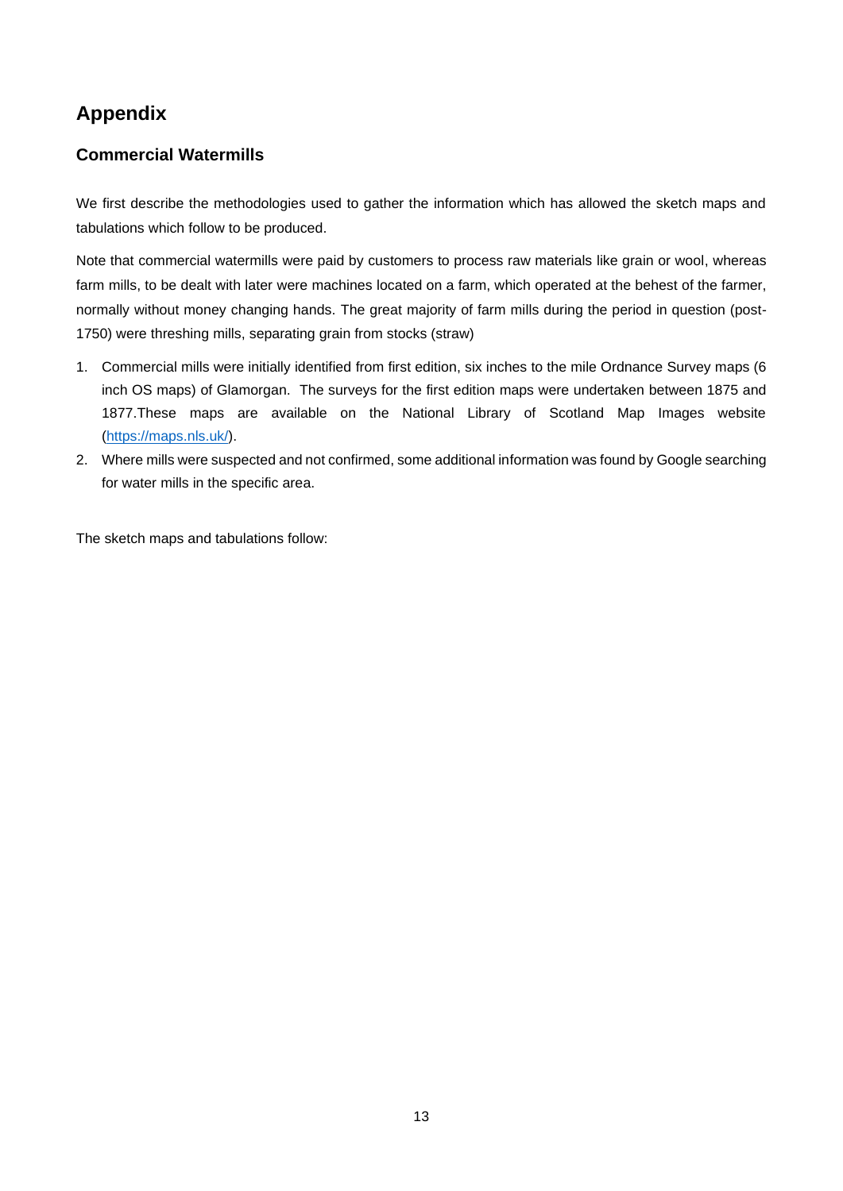# Appendix

## Commercial Watermills

We first describe the methodologies used to gather the information which has allowed the sketch maps and tabulations which follow to be produced.

Note that commercial watermills were paid by customers to process raw materials like grain or wool, whereas farm mills, to be dealt with later were machines located on a farm, which operated at the behest of the farmer, normally without money changing hands. The great majority of farm mills during the period in question (post-1750) were threshing mills, separating grain from stocks (straw)

1. Commercial mills were initially identified from first edition, six inches to the mile Ordnance Survey maps (6 inch OS maps) of Glamorgan. The surveys for the first edition maps were undertaken between 1875 and 1877.These maps are available on the National Library of Scotland Map Images website (https://maps.nls.uk/).
2. Where mills were suspected and not confirmed, some additional information was found by Google searching for water mills in the specific area.

The sketch maps and tabulations follow: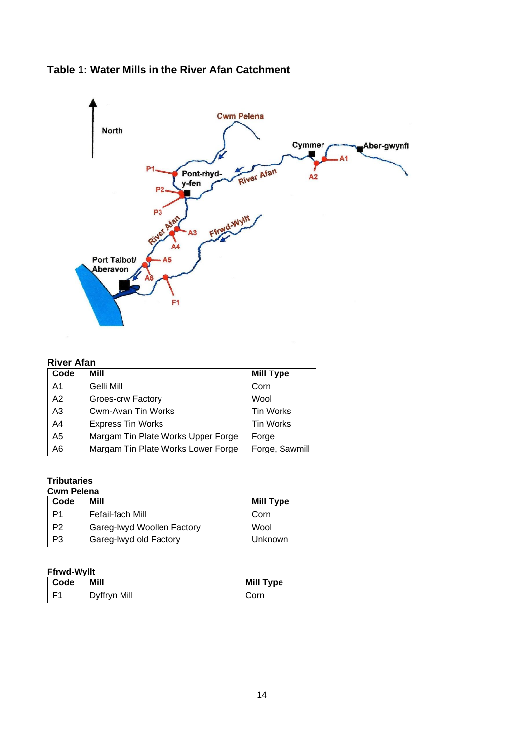## Table 1: Water Mills in the River Afan Catchment

North

Cwm Pelena

Cymmer

Aber-gwynfi

A1

A2

River Afan

P1

Pont-rhyd-y-fen

P2

P3

River Afan

A3

A4

Ffrwd-Wyllt

Port Talbot/ Aberavon

A5

A6

F1

### River Afan

| Code | Mill | Mill Type |
|---|---|---|
| A1 | Gelli Mill | Corn |
| A2 | Groes-crw Factory | Wool |
| A3 | Cwm-Avan Tin Works | Tin Works |
| A4 | Express Tin Works | Tin Works |
| A5 | Margam Tin Plate Works Upper Forge | Forge |
| A6 | Margam Tin Plate Works Lower Forge | Forge, Sawmill |

### Tributaries

**Cwm Pelena**

| Code | Mill | Mill Type |
|---|---|---|
| P1 | Fefail-fach Mill | Corn |
| P2 | Gareg-lwyd Woollen Factory | Wool |
| P3 | Gareg-lwyd old Factory | Unknown |

**Ffrwd-Wyllt**

| Code | Mill | Mill Type |
|---|---|---|
| F1 | Dyffryn Mill | Corn |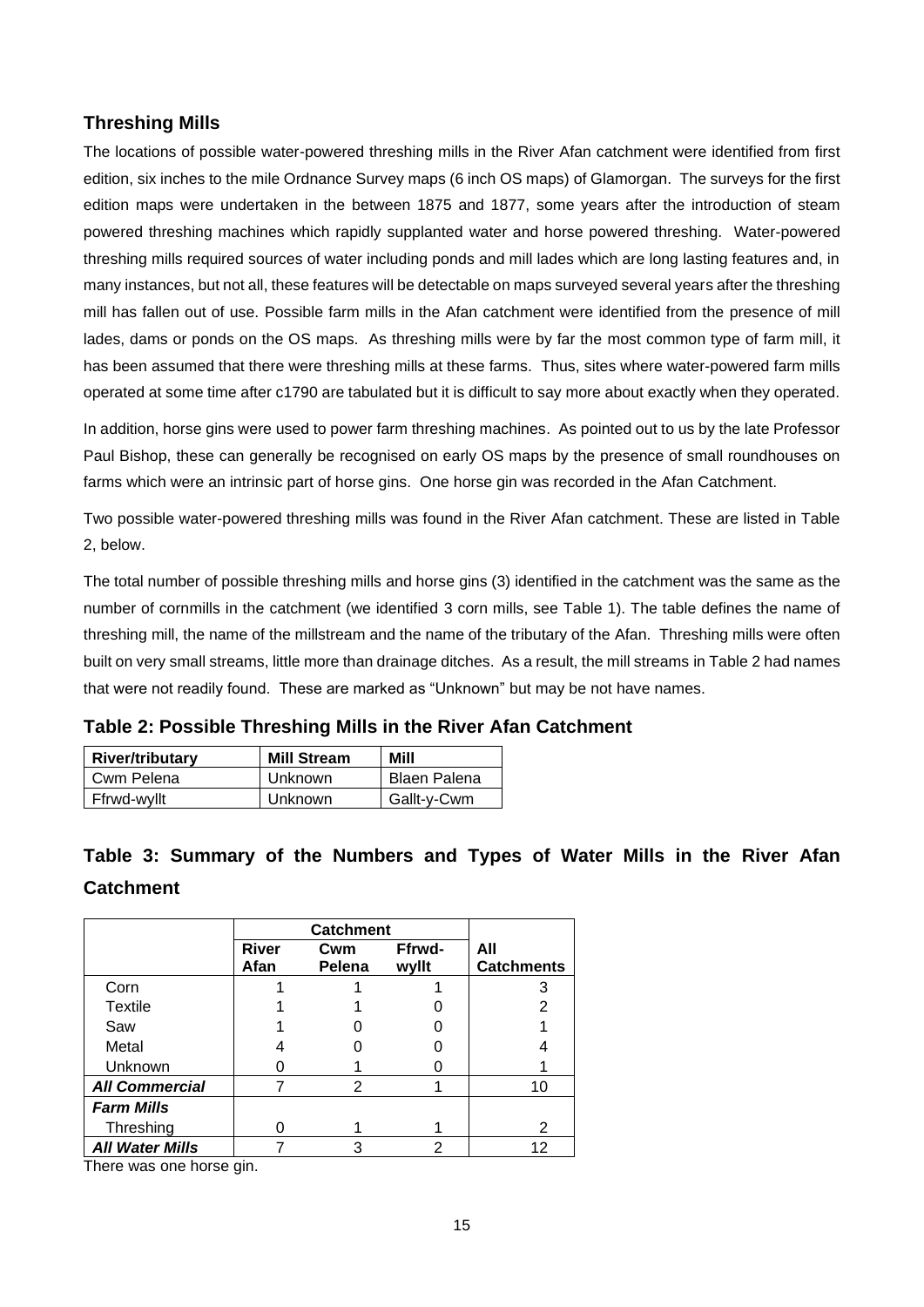## Threshing Mills

The locations of possible water-powered threshing mills in the River Afan catchment were identified from first edition, six inches to the mile Ordnance Survey maps (6 inch OS maps) of Glamorgan. The surveys for the first edition maps were undertaken in the between 1875 and 1877, some years after the introduction of steam powered threshing machines which rapidly supplanted water and horse powered threshing. Water-powered threshing mills required sources of water including ponds and mill lades which are long lasting features and, in many instances, but not all, these features will be detectable on maps surveyed several years after the threshing mill has fallen out of use. Possible farm mills in the Afan catchment were identified from the presence of mill lades, dams or ponds on the OS maps. As threshing mills were by far the most common type of farm mill, it has been assumed that there were threshing mills at these farms. Thus, sites where water-powered farm mills operated at some time after c1790 are tabulated but it is difficult to say more about exactly when they operated.

In addition, horse gins were used to power farm threshing machines. As pointed out to us by the late Professor Paul Bishop, these can generally be recognised on early OS maps by the presence of small roundhouses on farms which were an intrinsic part of horse gins. One horse gin was recorded in the Afan Catchment.

Two possible water-powered threshing mills was found in the River Afan catchment. These are listed in Table 2, below.

The total number of possible threshing mills and horse gins (3) identified in the catchment was the same as the number of cornmills in the catchment (we identified 3 corn mills, see Table 1). The table defines the name of threshing mill, the name of the millstream and the name of the tributary of the Afan. Threshing mills were often built on very small streams, little more than drainage ditches. As a result, the mill streams in Table 2 had names that were not readily found. These are marked as "Unknown" but may be not have names.

**Table 2: Possible Threshing Mills in the River Afan Catchment**

| River/tributary | Mill Stream | Mill |
|---|---|---|
| Cwm Pelena | Unknown | Blaen Palena |
| Ffrwd-wyllt | Unknown | Gallt-y-Cwm |

**Table 3: Summary of the Numbers and Types of Water Mills in the River Afan Catchment**

| | Catchment | | | |
|---|---|---|---|---|
| | **River Afan** | **Cwm Pelena** | **Ffrwd-wyllt** | **All Catchments** |
| Corn | 1 | 1 | 1 | 3 |
| Textile | 1 | 1 | 0 | 2 |
| Saw | 1 | 0 | 0 | 1 |
| Metal | 4 | 0 | 0 | 4 |
| Unknown | 0 | 1 | 0 | 1 |
| ***All Commercial*** | 7 | 2 | 1 | 10 |
| ***Farm Mills*** | | | | |
| Threshing | 0 | 1 | 1 | 2 |
| ***All Water Mills*** | 7 | 3 | 2 | 12 |

There was one horse gin.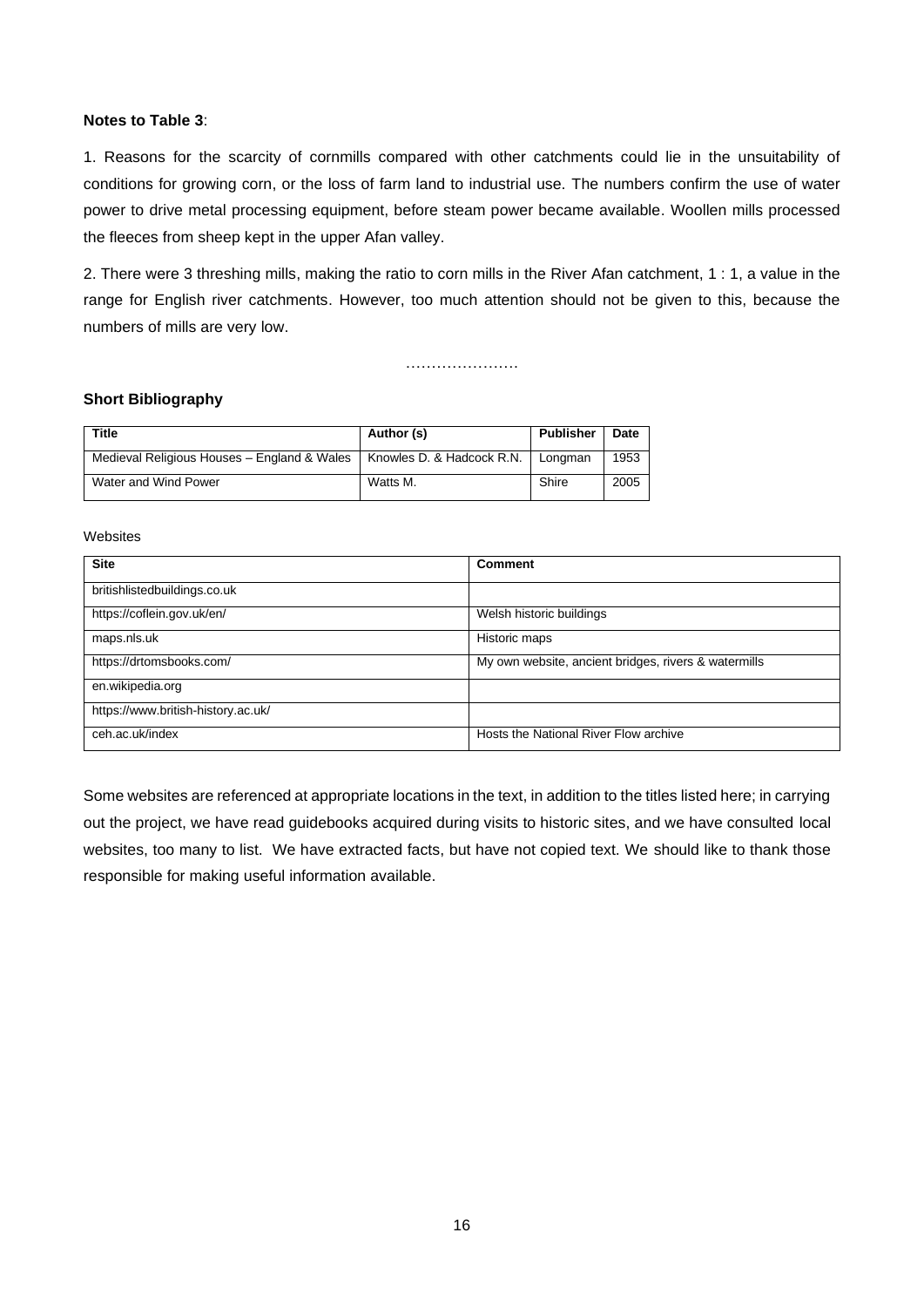**Notes to Table 3**:

1. Reasons for the scarcity of cornmills compared with other catchments could lie in the unsuitability of conditions for growing corn, or the loss of farm land to industrial use. The numbers confirm the use of water power to drive metal processing equipment, before steam power became available. Woollen mills processed the fleeces from sheep kept in the upper Afan valley.

2. There were 3 threshing mills, making the ratio to corn mills in the River Afan catchment, 1 : 1, a value in the range for English river catchments. However, too much attention should not be given to this, because the numbers of mills are very low.

…………………

**Short Bibliography**

| Title | Author (s) | Publisher | Date |
|---|---|---|---|
| Medieval Religious Houses – England & Wales | Knowles D. & Hadcock R.N. | Longman | 1953 |
| Water and Wind Power | Watts M. | Shire | 2005 |

Websites

| Site | Comment |
|---|---|
| britishlistedbuildings.co.uk | |
| https://coflein.gov.uk/en/ | Welsh historic buildings |
| maps.nls.uk | Historic maps |
| https://drtomsbooks.com/ | My own website, ancient bridges, rivers & watermills |
| en.wikipedia.org | |
| https://www.british-history.ac.uk/ | |
| ceh.ac.uk/index | Hosts the National River Flow archive |

Some websites are referenced at appropriate locations in the text, in addition to the titles listed here; in carrying out the project, we have read guidebooks acquired during visits to historic sites, and we have consulted local websites, too many to list. We have extracted facts, but have not copied text. We should like to thank those responsible for making useful information available.